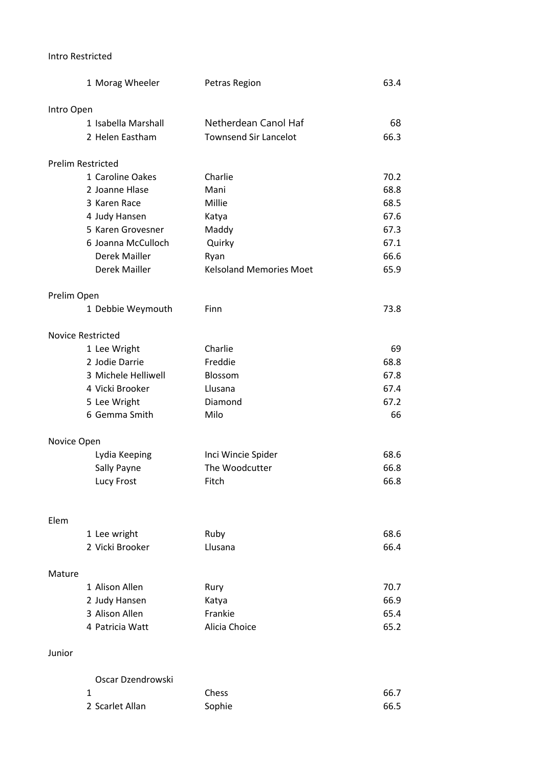Intro Restricted

| | | | |
|---|---|---|---|
| 1 | Morag Wheeler | Petras Region | 63.4 |

Intro Open

| | | | |
|---|---|---|---|
| 1 | Isabella Marshall | Netherdean Canol Haf | 68 |
| 2 | Helen Eastham | Townsend Sir Lancelot | 66.3 |

Prelim Restricted

| | | | |
|---|---|---|---|
| 1 | Caroline Oakes | Charlie | 70.2 |
| 2 | Joanne Hlase | Mani | 68.8 |
| 3 | Karen Race | Millie | 68.5 |
| 4 | Judy Hansen | Katya | 67.6 |
| 5 | Karen Grovesner | Maddy | 67.3 |
| 6 | Joanna McCulloch | Quirky | 67.1 |
| | Derek Mailler | Ryan | 66.6 |
| | Derek Mailler | Kelsoland Memories Moet | 65.9 |

Prelim Open

| | | | |
|---|---|---|---|
| 1 | Debbie Weymouth | Finn | 73.8 |

Novice Restricted

| | | | |
|---|---|---|---|
| 1 | Lee Wright | Charlie | 69 |
| 2 | Jodie Darrie | Freddie | 68.8 |
| 3 | Michele Helliwell | Blossom | 67.8 |
| 4 | Vicki Brooker | Llusana | 67.4 |
| 5 | Lee Wright | Diamond | 67.2 |
| 6 | Gemma Smith | Milo | 66 |

Novice Open

| | | | |
|---|---|---|---|
| | Lydia Keeping | Inci Wincie Spider | 68.6 |
| | Sally Payne | The Woodcutter | 66.8 |
| | Lucy Frost | Fitch | 66.8 |

Elem

| | | | |
|---|---|---|---|
| 1 | Lee wright | Ruby | 68.6 |
| 2 | Vicki Brooker | Llusana | 66.4 |

Mature

| | | | |
|---|---|---|---|
| 1 | Alison Allen | Rury | 70.7 |
| 2 | Judy Hansen | Katya | 66.9 |
| 3 | Alison Allen | Frankie | 65.4 |
| 4 | Patricia Watt | Alicia Choice | 65.2 |

Junior

| | | | |
|---|---|---|---|
| 1 | Oscar Dzendrowski | Chess | 66.7 |
| 2 | Scarlet Allan | Sophie | 66.5 |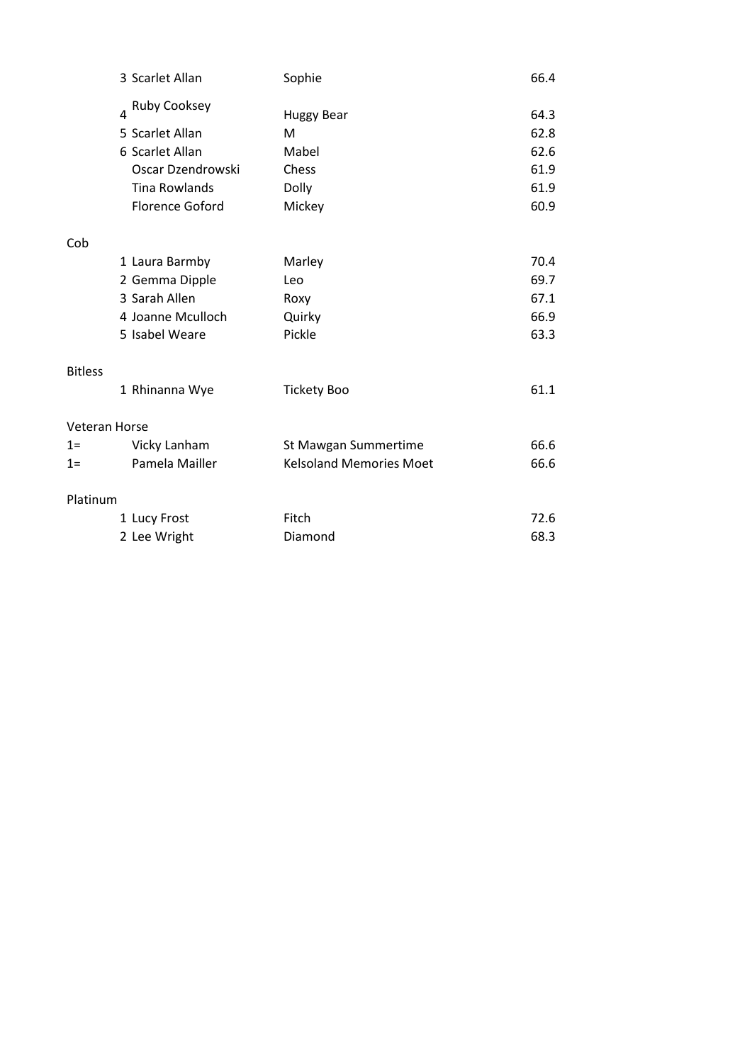| | | | |
|---|---|---|---|
| 3 | Scarlet Allan | Sophie | 66.4 |
| 4 | Ruby Cooksey | Huggy Bear | 64.3 |
| 5 | Scarlet Allan | M | 62.8 |
| 6 | Scarlet Allan | Mabel | 62.6 |
| | Oscar Dzendrowski | Chess | 61.9 |
| | Tina Rowlands | Dolly | 61.9 |
| | Florence Goford | Mickey | 60.9 |

Cob

| | | | |
|---|---|---|---|
| 1 | Laura Barmby | Marley | 70.4 |
| 2 | Gemma Dipple | Leo | 69.7 |
| 3 | Sarah Allen | Roxy | 67.1 |
| 4 | Joanne Mculloch | Quirky | 66.9 |
| 5 | Isabel Weare | Pickle | 63.3 |

Bitless

| | | | |
|---|---|---|---|
| 1 | Rhinanna Wye | Tickety Boo | 61.1 |

Veteran Horse

| | | | |
|---|---|---|---|
| 1= | Vicky Lanham | St Mawgan Summertime | 66.6 |
| 1= | Pamela Mailler | Kelsoland Memories Moet | 66.6 |

Platinum

| | | | |
|---|---|---|---|
| 1 | Lucy Frost | Fitch | 72.6 |
| 2 | Lee Wright | Diamond | 68.3 |